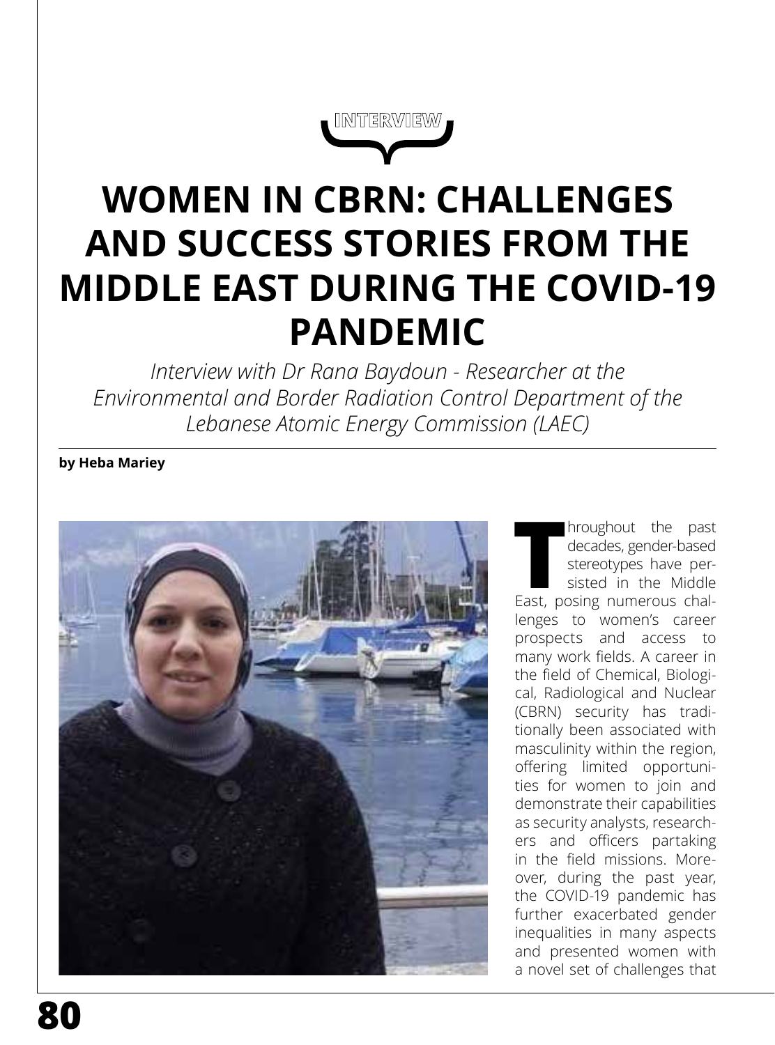INTERVIEW

# WOMEN IN CBRN: CHALLENGES AND SUCCESS STORIES FROM THE MIDDLE EAST DURING THE COVID-19 PANDEMIC

*Interview with Dr Rana Baydoun - Researcher at the Environmental and Border Radiation Control Department of the Lebanese Atomic Energy Commission (LAEC)*

**by Heba Mariey**

Throughout the past decades, gender-based stereotypes have persisted in the Middle East, posing numerous challenges to women's career prospects and access to many work fields. A career in the field of Chemical, Biological, Radiological and Nuclear (CBRN) security has traditionally been associated with masculinity within the region, offering limited opportunities for women to join and demonstrate their capabilities as security analysts, researchers and officers partaking in the field missions. Moreover, during the past year, the COVID-19 pandemic has further exacerbated gender inequalities in many aspects and presented women with a novel set of challenges that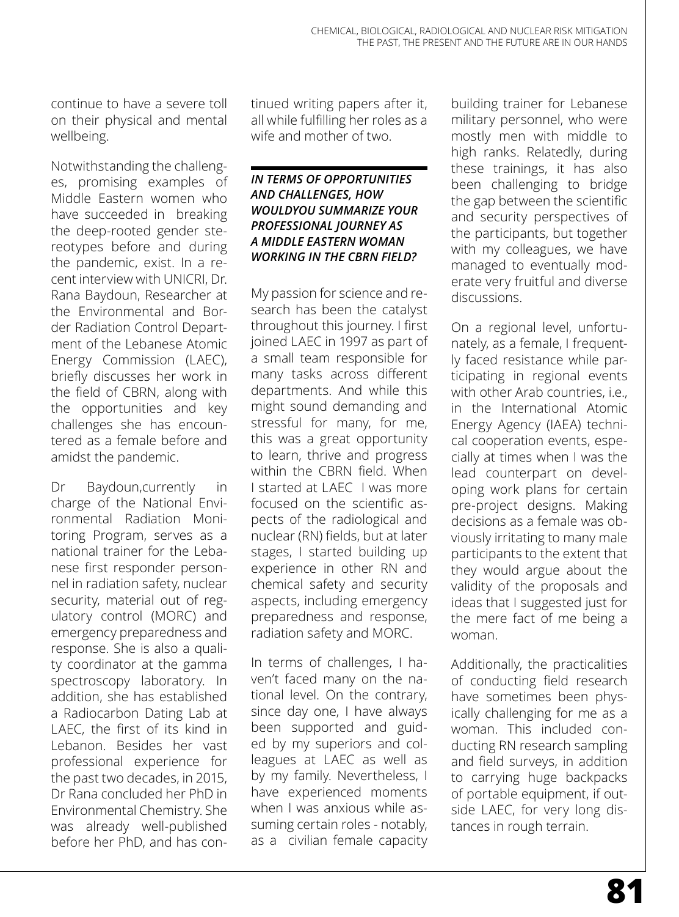continue to have a severe toll on their physical and mental wellbeing.

Notwithstanding the challenges, promising examples of Middle Eastern women who have succeeded in breaking the deep-rooted gender stereotypes before and during the pandemic, exist. In a recent interview with UNICRI, Dr. Rana Baydoun, Researcher at the Environmental and Border Radiation Control Department of the Lebanese Atomic Energy Commission (LAEC), briefly discusses her work in the field of CBRN, along with the opportunities and key challenges she has encountered as a female before and amidst the pandemic.

Dr Baydoun,currently in charge of the National Environmental Radiation Monitoring Program, serves as a national trainer for the Lebanese first responder personnel in radiation safety, nuclear security, material out of regulatory control (MORC) and emergency preparedness and response. She is also a quality coordinator at the gamma spectroscopy laboratory. In addition, she has established a Radiocarbon Dating Lab at LAEC, the first of its kind in Lebanon. Besides her vast professional experience for the past two decades, in 2015, Dr Rana concluded her PhD in Environmental Chemistry. She was already well-published before her PhD, and has continued writing papers after it, all while fulfilling her roles as a wife and mother of two.

***IN TERMS OF OPPORTUNITIES AND CHALLENGES, HOW WOULDYOU SUMMARIZE YOUR PROFESSIONAL JOURNEY AS A MIDDLE EASTERN WOMAN WORKING IN THE CBRN FIELD?***

My passion for science and research has been the catalyst throughout this journey. I first joined LAEC in 1997 as part of a small team responsible for many tasks across different departments. And while this might sound demanding and stressful for many, for me, this was a great opportunity to learn, thrive and progress within the CBRN field. When I started at LAEC I was more focused on the scientific aspects of the radiological and nuclear (RN) fields, but at later stages, I started building up experience in other RN and chemical safety and security aspects, including emergency preparedness and response, radiation safety and MORC.

In terms of challenges, I haven't faced many on the national level. On the contrary, since day one, I have always been supported and guided by my superiors and colleagues at LAEC as well as by my family. Nevertheless, I have experienced moments when I was anxious while assuming certain roles - notably, as a civilian female capacity building trainer for Lebanese military personnel, who were mostly men with middle to high ranks. Relatedly, during these trainings, it has also been challenging to bridge the gap between the scientific and security perspectives of the participants, but together with my colleagues, we have managed to eventually moderate very fruitful and diverse discussions.

On a regional level, unfortunately, as a female, I frequently faced resistance while participating in regional events with other Arab countries, i.e., in the International Atomic Energy Agency (IAEA) technical cooperation events, especially at times when I was the lead counterpart on developing work plans for certain pre-project designs. Making decisions as a female was obviously irritating to many male participants to the extent that they would argue about the validity of the proposals and ideas that I suggested just for the mere fact of me being a woman.

Additionally, the practicalities of conducting field research have sometimes been physically challenging for me as a woman. This included conducting RN research sampling and field surveys, in addition to carrying huge backpacks of portable equipment, if outside LAEC, for very long distances in rough terrain.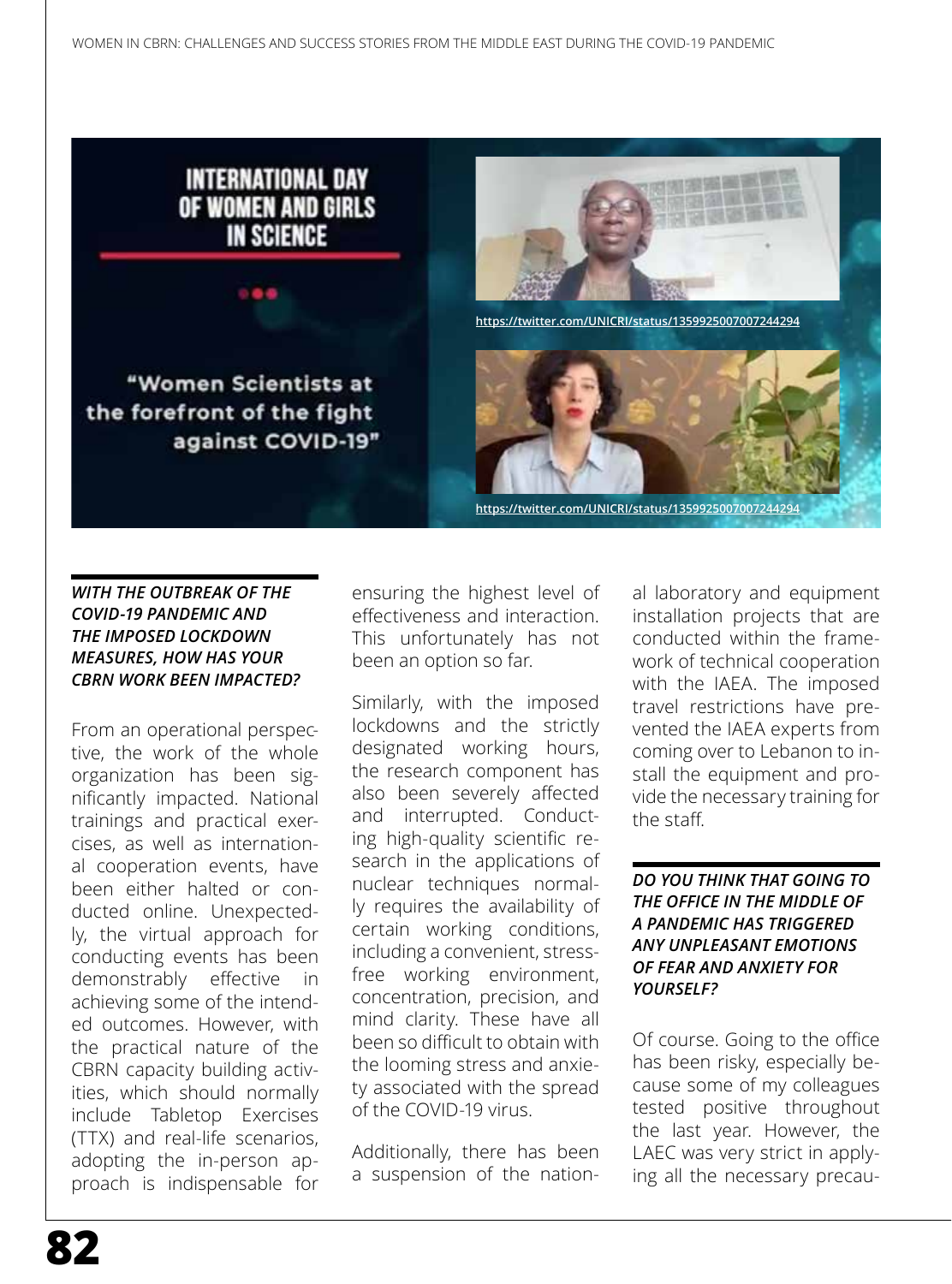**WITH THE OUTBREAK OF THE COVID-19 PANDEMIC AND THE IMPOSED LOCKDOWN MEASURES, HOW HAS YOUR CBRN WORK BEEN IMPACTED?**

From an operational perspective, the work of the whole organization has been significantly impacted. National trainings and practical exercises, as well as international cooperation events, have been either halted or conducted online. Unexpectedly, the virtual approach for conducting events has been demonstrably effective in achieving some of the intended outcomes. However, with the practical nature of the CBRN capacity building activities, which should normally include Tabletop Exercises (TTX) and real-life scenarios, adopting the in-person approach is indispensable for ensuring the highest level of effectiveness and interaction. This unfortunately has not been an option so far.

Similarly, with the imposed lockdowns and the strictly designated working hours, the research component has also been severely affected and interrupted. Conducting high-quality scientific research in the applications of nuclear techniques normally requires the availability of certain working conditions, including a convenient, stress-free working environment, concentration, precision, and mind clarity. These have all been so difficult to obtain with the looming stress and anxiety associated with the spread of the COVID-19 virus.

Additionally, there has been a suspension of the national laboratory and equipment installation projects that are conducted within the framework of technical cooperation with the IAEA. The imposed travel restrictions have prevented the IAEA experts from coming over to Lebanon to install the equipment and provide the necessary training for the staff.

**DO YOU THINK THAT GOING TO THE OFFICE IN THE MIDDLE OF A PANDEMIC HAS TRIGGERED ANY UNPLEASANT EMOTIONS OF FEAR AND ANXIETY FOR YOURSELF?**

Of course. Going to the office has been risky, especially because some of my colleagues tested positive throughout the last year. However, the LAEC was very strict in applying all the necessary precau-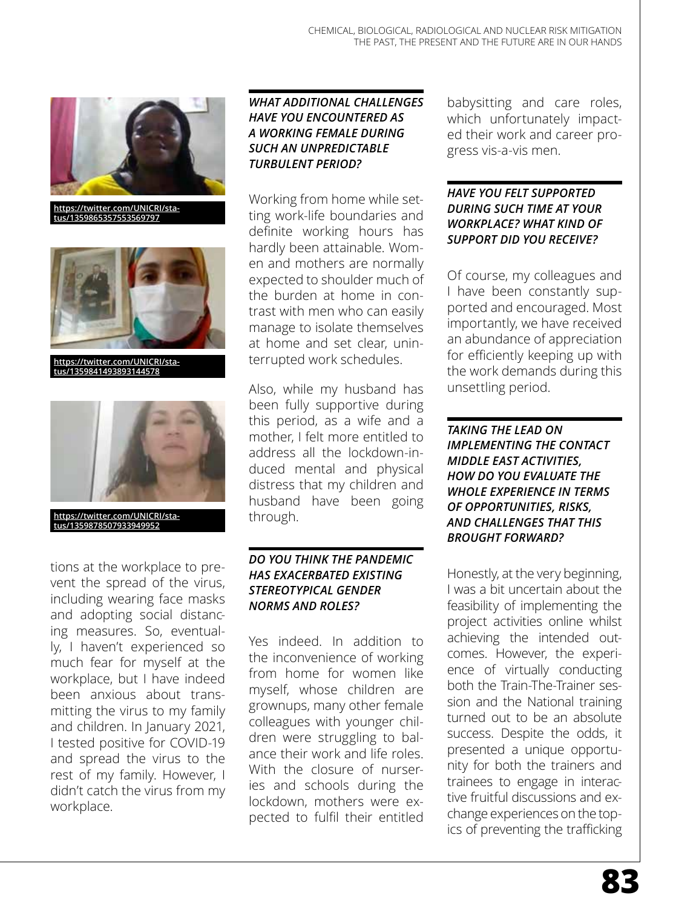https://twitter.com/UNICRI/status/1359865357553569797

https://twitter.com/UNICRI/status/1359841493893144578

https://twitter.com/UNICRI/status/1359878507933949952

tions at the workplace to prevent the spread of the virus, including wearing face masks and adopting social distancing measures. So, eventually, I haven't experienced so much fear for myself at the workplace, but I have indeed been anxious about transmitting the virus to my family and children. In January 2021, I tested positive for COVID-19 and spread the virus to the rest of my family. However, I didn't catch the virus from my workplace.

***WHAT ADDITIONAL CHALLENGES HAVE YOU ENCOUNTERED AS A WORKING FEMALE DURING SUCH AN UNPREDICTABLE TURBULENT PERIOD?***

Working from home while setting work-life boundaries and definite working hours has hardly been attainable. Women and mothers are normally expected to shoulder much of the burden at home in contrast with men who can easily manage to isolate themselves at home and set clear, uninterrupted work schedules.

Also, while my husband has been fully supportive during this period, as a wife and a mother, I felt more entitled to address all the lockdown-induced mental and physical distress that my children and husband have been going through.

***DO YOU THINK THE PANDEMIC HAS EXACERBATED EXISTING STEREOTYPICAL GENDER NORMS AND ROLES?***

Yes indeed. In addition to the inconvenience of working from home for women like myself, whose children are grownups, many other female colleagues with younger children were struggling to balance their work and life roles. With the closure of nurseries and schools during the lockdown, mothers were expected to fulfil their entitled babysitting and care roles, which unfortunately impacted their work and career progress vis-a-vis men.

***HAVE YOU FELT SUPPORTED DURING SUCH TIME AT YOUR WORKPLACE? WHAT KIND OF SUPPORT DID YOU RECEIVE?***

Of course, my colleagues and I have been constantly supported and encouraged. Most importantly, we have received an abundance of appreciation for efficiently keeping up with the work demands during this unsettling period.

***TAKING THE LEAD ON IMPLEMENTING THE CONTACT MIDDLE EAST ACTIVITIES, HOW DO YOU EVALUATE THE WHOLE EXPERIENCE IN TERMS OF OPPORTUNITIES, RISKS, AND CHALLENGES THAT THIS BROUGHT FORWARD?***

Honestly, at the very beginning, I was a bit uncertain about the feasibility of implementing the project activities online whilst achieving the intended outcomes. However, the experience of virtually conducting both the Train-The-Trainer session and the National training turned out to be an absolute success. Despite the odds, it presented a unique opportunity for both the trainers and trainees to engage in interactive fruitful discussions and exchange experiences on the topics of preventing the trafficking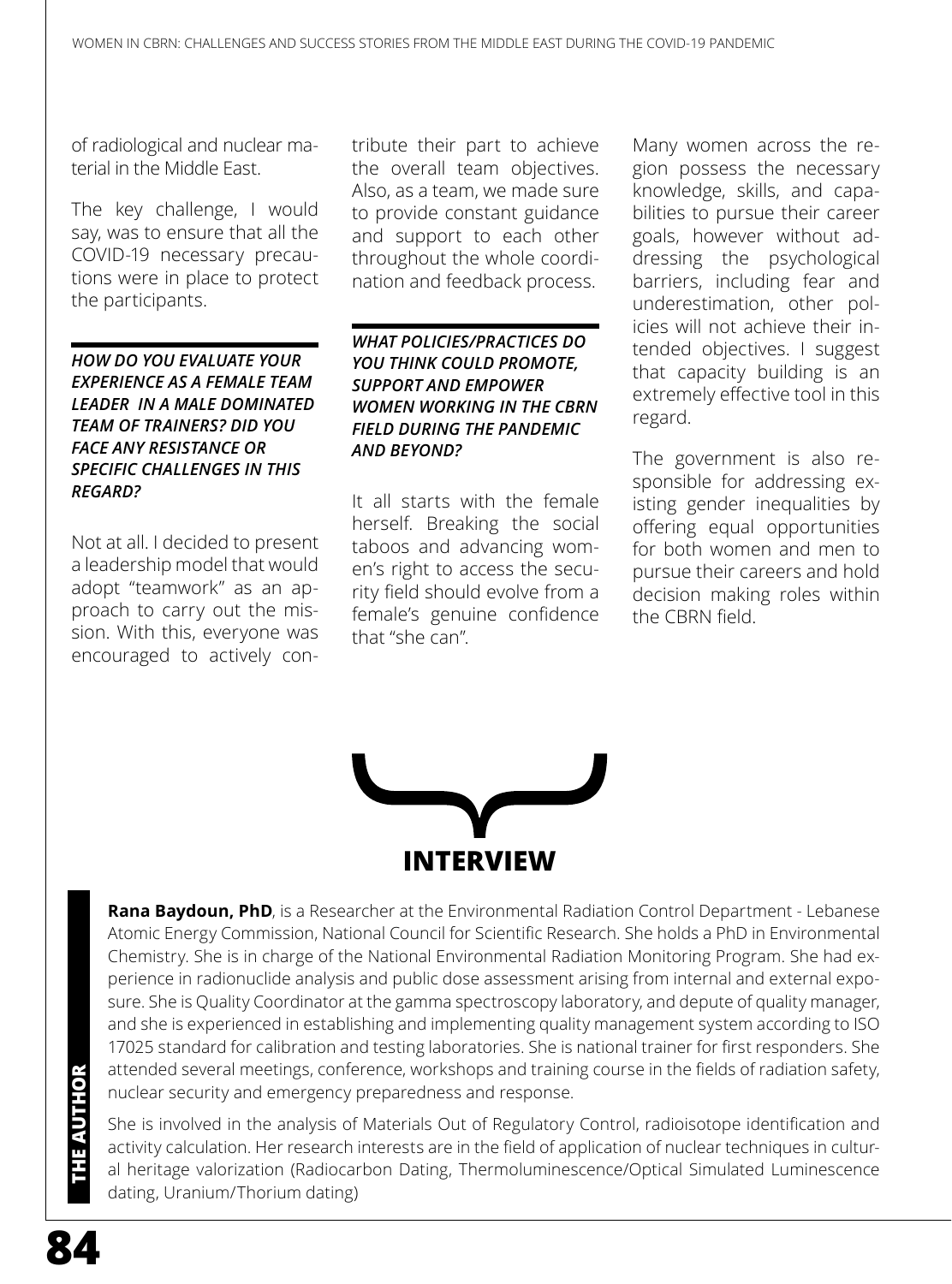of radiological and nuclear material in the Middle East.

The key challenge, I would say, was to ensure that all the COVID-19 necessary precautions were in place to protect the participants.

***HOW DO YOU EVALUATE YOUR EXPERIENCE AS A FEMALE TEAM LEADER IN A MALE DOMINATED TEAM OF TRAINERS? DID YOU FACE ANY RESISTANCE OR SPECIFIC CHALLENGES IN THIS REGARD?***

Not at all. I decided to present a leadership model that would adopt "teamwork" as an approach to carry out the mission. With this, everyone was encouraged to actively contribute their part to achieve the overall team objectives. Also, as a team, we made sure to provide constant guidance and support to each other throughout the whole coordination and feedback process.

***WHAT POLICIES/PRACTICES DO YOU THINK COULD PROMOTE, SUPPORT AND EMPOWER WOMEN WORKING IN THE CBRN FIELD DURING THE PANDEMIC AND BEYOND?***

It all starts with the female herself. Breaking the social taboos and advancing women's right to access the security field should evolve from a female's genuine confidence that "she can".

Many women across the region possess the necessary knowledge, skills, and capabilities to pursue their career goals, however without addressing the psychological barriers, including fear and underestimation, other policies will not achieve their intended objectives. I suggest that capacity building is an extremely effective tool in this regard.

The government is also responsible for addressing existing gender inequalities by offering equal opportunities for both women and men to pursue their careers and hold decision making roles within the CBRN field.

**INTERVIEW**

**THE AUTHOR**

**Rana Baydoun, PhD**, is a Researcher at the Environmental Radiation Control Department - Lebanese Atomic Energy Commission, National Council for Scientific Research. She holds a PhD in Environmental Chemistry. She is in charge of the National Environmental Radiation Monitoring Program. She had experience in radionuclide analysis and public dose assessment arising from internal and external exposure. She is Quality Coordinator at the gamma spectroscopy laboratory, and depute of quality manager, and she is experienced in establishing and implementing quality management system according to ISO 17025 standard for calibration and testing laboratories. She is national trainer for first responders. She attended several meetings, conference, workshops and training course in the fields of radiation safety, nuclear security and emergency preparedness and response.

She is involved in the analysis of Materials Out of Regulatory Control, radioisotope identification and activity calculation. Her research interests are in the field of application of nuclear techniques in cultural heritage valorization (Radiocarbon Dating, Thermoluminescence/Optical Simulated Luminescence dating, Uranium/Thorium dating)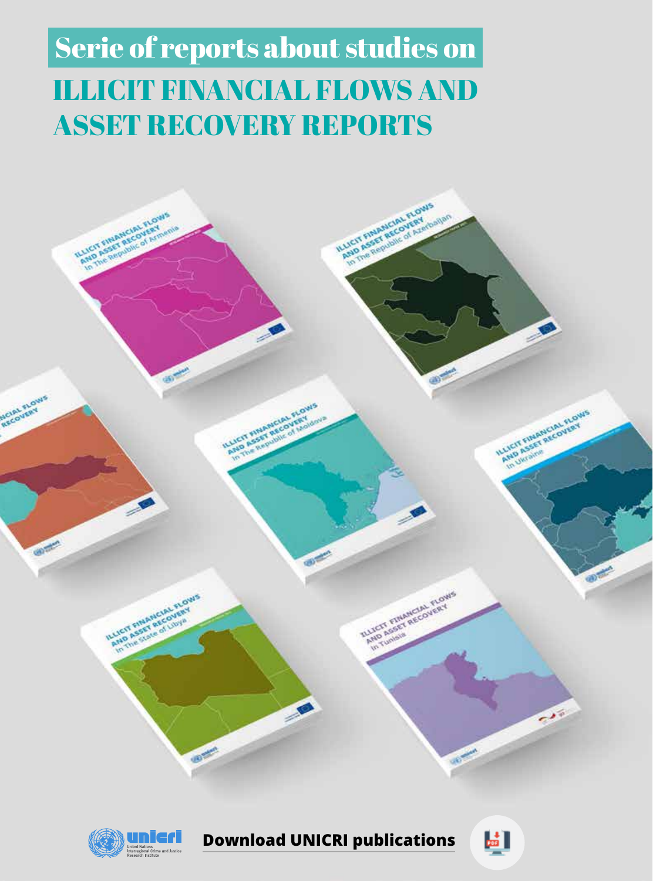# Serie of reports about studies on

# ILLICIT FINANCIAL FLOWS AND ASSET RECOVERY REPORTS

ILLICIT FINANCIAL FLOWS AND ASSET RECOVERY In The Republic of Armenia

ILLICIT FINANCIAL FLOWS AND ASSET RECOVERY In The Republic of Azerbaijan

ILLICIT FINANCIAL FLOWS AND ASSET RECOVERY In The Republic of Moldova

ILLICIT FINANCIAL FLOWS AND ASSET RECOVERY In Ukraine

ILLICIT FINANCIAL FLOWS AND ASSET RECOVERY In The State of Libya

ILLICIT FINANCIAL FLOWS AND ASSET RECOVERY In Tunisia

unicri United Nations Interregional Crime and Justice Research Institute

**Download UNICRI publications**